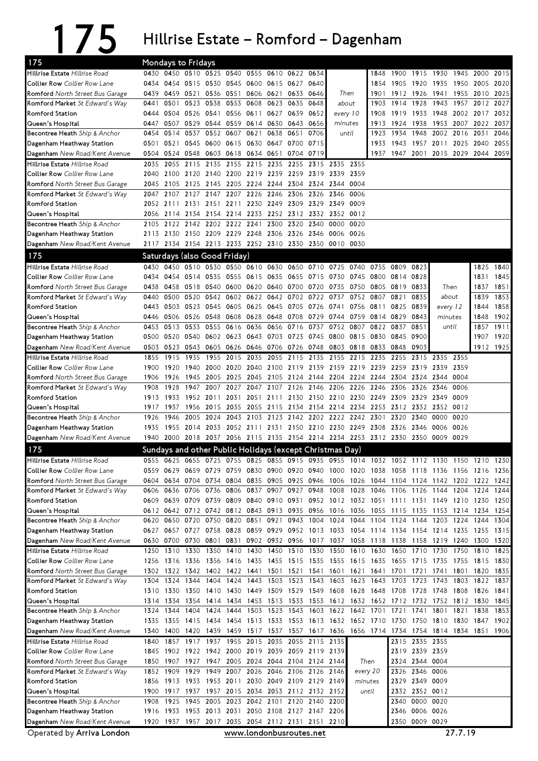# 175 Hillrise Estate – Romford – Dagenham

## Mondays to Fridays

| 175 | | | | | | | | | | | | | | | | |
|---|---|---|---|---|---|---|---|---|---|---|---|---|---|---|---|---|
| Hillrise Estate *Hillrise Road* | 0430 | 0450 | 0510 | 0525 | 0540 | 0555 | 0610 | 0622 | 0634 | Then about every 10 minutes until | 1848 | 1900 | 1915 | 1930 | 1945 | 2000 | 2015 |
| Collier Row *Collier Row Lane* | 0434 | 0454 | 0515 | 0530 | 0545 | 0600 | 0615 | 0627 | 0640 | | 1854 | 1905 | 1920 | 1935 | 1950 | 2005 | 2020 |
| Romford *North Street Bus Garage* | 0439 | 0459 | 0521 | 0536 | 0551 | 0606 | 0621 | 0633 | 0646 | | 1901 | 1912 | 1926 | 1941 | 1955 | 2010 | 2025 |
| Romford Market *St Edward's Way* | 0441 | 0501 | 0523 | 0538 | 0553 | 0608 | 0623 | 0635 | 0648 | | 1903 | 1914 | 1928 | 1943 | 1957 | 2012 | 2027 |
| Romford Station | 0444 | 0504 | 0526 | 0541 | 0556 | 0611 | 0627 | 0639 | 0652 | | 1908 | 1919 | 1933 | 1948 | 2002 | 2017 | 2032 |
| Queen's Hospital | 0447 | 0507 | 0529 | 0544 | 0559 | 0614 | 0630 | 0643 | 0656 | | 1913 | 1924 | 1938 | 1953 | 2007 | 2022 | 2037 |
| Becontree Heath *Ship & Anchor* | 0454 | 0514 | 0537 | 0552 | 0607 | 0621 | 0638 | 0651 | 0706 | | 1923 | 1934 | 1948 | 2002 | 2016 | 2031 | 2046 |
| Dagenham Heathway Station | 0501 | 0521 | 0545 | 0600 | 0615 | 0630 | 0647 | 0700 | 0715 | | 1933 | 1943 | 1957 | 2011 | 2025 | 2040 | 2055 |
| Dagenham *New Road/Kent Avenue* | 0504 | 0524 | 0548 | 0603 | 0618 | 0634 | 0651 | 0704 | 0719 | | 1937 | 1947 | 2001 | 2015 | 2029 | 2044 | 2059 |

| 175 | | | | | | | | | | | |
|---|---|---|---|---|---|---|---|---|---|---|---|
| Hillrise Estate *Hillrise Road* | 2035 | 2055 | 2115 | 2135 | 2155 | 2215 | 2235 | 2255 | 2315 | 2335 | 2355 |
| Collier Row *Collier Row Lane* | 2040 | 2100 | 2120 | 2140 | 2200 | 2219 | 2239 | 2259 | 2319 | 2339 | 2359 |
| Romford *North Street Bus Garage* | 2045 | 2105 | 2125 | 2145 | 2205 | 2224 | 2244 | 2304 | 2324 | 2344 | 0004 |
| Romford Market *St Edward's Way* | 2047 | 2107 | 2127 | 2147 | 2207 | 2226 | 2246 | 2306 | 2326 | 2346 | 0006 |
| Romford Station | 2052 | 2111 | 2131 | 2151 | 2211 | 2230 | 2249 | 2309 | 2329 | 2349 | 0009 |
| Queen's Hospital | 2056 | 2114 | 2134 | 2154 | 2214 | 2233 | 2252 | 2312 | 2332 | 2352 | 0012 |
| Becontree Heath *Ship & Anchor* | 2105 | 2122 | 2142 | 2202 | 2222 | 2241 | 2300 | 2320 | 2340 | 0000 | 0020 |
| Dagenham Heathway Station | 2113 | 2130 | 2150 | 2209 | 2229 | 2248 | 2306 | 2326 | 2346 | 0006 | 0026 |
| Dagenham *New Road/Kent Avenue* | 2117 | 2134 | 2154 | 2213 | 2233 | 2252 | 2310 | 2330 | 2350 | 0010 | 0030 |

## Saturdays (also Good Friday)

| 175 | | | | | | | | | | | | | | | | | |
|---|---|---|---|---|---|---|---|---|---|---|---|---|---|---|---|---|---|
| Hillrise Estate *Hillrise Road* | 0430 | 0450 | 0510 | 0530 | 0550 | 0610 | 0630 | 0650 | 0710 | 0725 | 0740 | 0755 | 0809 | 0823 | Then about every 12 minutes until | 1825 | 1840 |
| Collier Row *Collier Row Lane* | 0434 | 0454 | 0514 | 0535 | 0555 | 0615 | 0635 | 0655 | 0715 | 0730 | 0745 | 0800 | 0814 | 0828 | | 1831 | 1845 |
| Romford *North Street Bus Garage* | 0438 | 0458 | 0518 | 0540 | 0600 | 0620 | 0640 | 0700 | 0720 | 0735 | 0750 | 0805 | 0819 | 0833 | | 1837 | 1851 |
| Romford Market *St Edward's Way* | 0440 | 0500 | 0520 | 0542 | 0602 | 0622 | 0642 | 0702 | 0722 | 0737 | 0752 | 0807 | 0821 | 0835 | | 1839 | 1853 |
| Romford Station | 0443 | 0503 | 0523 | 0545 | 0605 | 0625 | 0645 | 0705 | 0726 | 0741 | 0756 | 0811 | 0825 | 0839 | | 1844 | 1858 |
| Queen's Hospital | 0446 | 0506 | 0526 | 0548 | 0608 | 0628 | 0648 | 0708 | 0729 | 0744 | 0759 | 0814 | 0829 | 0843 | | 1848 | 1902 |
| Becontree Heath *Ship & Anchor* | 0453 | 0513 | 0533 | 0555 | 0616 | 0636 | 0656 | 0716 | 0737 | 0752 | 0807 | 0822 | 0837 | 0851 | | 1857 | 1911 |
| Dagenham Heathway Station | 0500 | 0520 | 0540 | 0602 | 0623 | 0643 | 0703 | 0723 | 0745 | 0800 | 0815 | 0830 | 0845 | 0900 | | 1907 | 1920 |
| Dagenham *New Road/Kent Avenue* | 0503 | 0523 | 0543 | 0605 | 0626 | 0646 | 0706 | 0726 | 0748 | 0803 | 0818 | 0833 | 0848 | 0903 | | 1912 | 1925 |

| 175 | | | | | | | | | | | | | | | | |
|---|---|---|---|---|---|---|---|---|---|---|---|---|---|---|---|---|
| Hillrise Estate *Hillrise Road* | 1855 | 1915 | 1935 | 1955 | 2015 | 2035 | 2055 | 2115 | 2135 | 2155 | 2215 | 2235 | 2255 | 2315 | 2335 | 2355 |
| Collier Row *Collier Row Lane* | 1900 | 1920 | 1940 | 2000 | 2020 | 2040 | 2100 | 2119 | 2139 | 2159 | 2219 | 2239 | 2259 | 2319 | 2339 | 2359 |
| Romford *North Street Bus Garage* | 1906 | 1926 | 1945 | 2005 | 2025 | 2045 | 2105 | 2124 | 2144 | 2204 | 2224 | 2244 | 2304 | 2324 | 2344 | 0004 |
| Romford Market *St Edward's Way* | 1908 | 1928 | 1947 | 2007 | 2027 | 2047 | 2107 | 2126 | 2146 | 2206 | 2226 | 2246 | 2306 | 2326 | 2346 | 0006 |
| Romford Station | 1913 | 1933 | 1952 | 2011 | 2031 | 2051 | 2111 | 2130 | 2150 | 2210 | 2230 | 2249 | 2309 | 2329 | 2349 | 0009 |
| Queen's Hospital | 1917 | 1937 | 1956 | 2015 | 2035 | 2055 | 2115 | 2134 | 2154 | 2214 | 2234 | 2253 | 2312 | 2332 | 2352 | 0012 |
| Becontree Heath *Ship & Anchor* | 1926 | 1946 | 2005 | 2024 | 2043 | 2103 | 2123 | 2142 | 2202 | 2222 | 2242 | 2301 | 2320 | 2340 | 0000 | 0020 |
| Dagenham Heathway Station | 1935 | 1955 | 2014 | 2033 | 2052 | 2111 | 2131 | 2150 | 2210 | 2230 | 2249 | 2308 | 2326 | 2346 | 0006 | 0026 |
| Dagenham *New Road/Kent Avenue* | 1940 | 2000 | 2018 | 2037 | 2056 | 2115 | 2135 | 2154 | 2214 | 2234 | 2253 | 2312 | 2330 | 2350 | 0009 | 0029 |

## Sundays and other Public Holidays (except Christmas Day)

| 175 | | | | | | | | | | | | | | | | | | |
|---|---|---|---|---|---|---|---|---|---|---|---|---|---|---|---|---|---|---|
| Hillrise Estate *Hillrise Road* | 0555 | 0625 | 0655 | 0725 | 0755 | 0825 | 0855 | 0915 | 0935 | 0955 | 1014 | 1032 | 1052 | 1112 | 1130 | 1150 | 1210 | 1230 |
| Collier Row *Collier Row Lane* | 0559 | 0629 | 0659 | 0729 | 0759 | 0830 | 0900 | 0920 | 0940 | 1000 | 1020 | 1038 | 1058 | 1118 | 1136 | 1156 | 1216 | 1236 |
| Romford *North Street Bus Garage* | 0604 | 0634 | 0704 | 0734 | 0804 | 0835 | 0905 | 0925 | 0946 | 1006 | 1026 | 1044 | 1104 | 1124 | 1142 | 1202 | 1222 | 1242 |
| Romford Market *St Edward's Way* | 0606 | 0636 | 0706 | 0736 | 0806 | 0837 | 0907 | 0927 | 0948 | 1008 | 1028 | 1046 | 1106 | 1126 | 1144 | 1204 | 1224 | 1244 |
| Romford Station | 0609 | 0639 | 0709 | 0739 | 0809 | 0840 | 0910 | 0931 | 0952 | 1012 | 1032 | 1051 | 1111 | 1131 | 1149 | 1210 | 1230 | 1250 |
| Queen's Hospital | 0612 | 0642 | 0712 | 0742 | 0812 | 0843 | 0913 | 0935 | 0956 | 1016 | 1036 | 1055 | 1115 | 1135 | 1153 | 1214 | 1234 | 1254 |
| Becontree Heath *Ship & Anchor* | 0620 | 0650 | 0720 | 0750 | 0820 | 0851 | 0921 | 0943 | 1004 | 1024 | 1044 | 1104 | 1124 | 1144 | 1203 | 1224 | 1244 | 1304 |
| Dagenham Heathway Station | 0627 | 0657 | 0727 | 0758 | 0828 | 0859 | 0929 | 0952 | 1013 | 1033 | 1054 | 1114 | 1134 | 1154 | 1214 | 1235 | 1255 | 1315 |
| Dagenham *New Road/Kent Avenue* | 0630 | 0700 | 0730 | 0801 | 0831 | 0902 | 0932 | 0956 | 1017 | 1037 | 1058 | 1118 | 1138 | 1158 | 1219 | 1240 | 1300 | 1320 |

| 175 | | | | | | | | | | | | | | | | | | |
|---|---|---|---|---|---|---|---|---|---|---|---|---|---|---|---|---|---|---|
| Hillrise Estate *Hillrise Road* | 1250 | 1310 | 1330 | 1350 | 1410 | 1430 | 1450 | 1510 | 1530 | 1550 | 1610 | 1630 | 1650 | 1710 | 1730 | 1750 | 1810 | 1825 |
| Collier Row *Collier Row Lane* | 1256 | 1316 | 1336 | 1356 | 1416 | 1435 | 1455 | 1515 | 1535 | 1555 | 1615 | 1635 | 1655 | 1715 | 1735 | 1755 | 1815 | 1830 |
| Romford *North Street Bus Garage* | 1302 | 1322 | 1342 | 1402 | 1422 | 1441 | 1501 | 1521 | 1541 | 1601 | 1621 | 1641 | 1701 | 1721 | 1741 | 1801 | 1820 | 1835 |
| Romford Market *St Edward's Way* | 1304 | 1324 | 1344 | 1404 | 1424 | 1443 | 1503 | 1523 | 1543 | 1603 | 1623 | 1643 | 1703 | 1723 | 1743 | 1803 | 1822 | 1837 |
| Romford Station | 1310 | 1330 | 1350 | 1410 | 1430 | 1449 | 1509 | 1529 | 1549 | 1608 | 1628 | 1648 | 1708 | 1728 | 1748 | 1808 | 1826 | 1841 |
| Queen's Hospital | 1314 | 1334 | 1354 | 1414 | 1434 | 1453 | 1513 | 1533 | 1553 | 1612 | 1632 | 1652 | 1712 | 1732 | 1752 | 1812 | 1830 | 1845 |
| Becontree Heath *Ship & Anchor* | 1324 | 1344 | 1404 | 1424 | 1444 | 1503 | 1523 | 1543 | 1603 | 1622 | 1642 | 1701 | 1721 | 1741 | 1801 | 1821 | 1838 | 1853 |
| Dagenham Heathway Station | 1335 | 1355 | 1415 | 1434 | 1454 | 1513 | 1533 | 1553 | 1613 | 1632 | 1652 | 1710 | 1730 | 1750 | 1810 | 1830 | 1847 | 1902 |
| Dagenham *New Road/Kent Avenue* | 1340 | 1400 | 1420 | 1439 | 1459 | 1517 | 1537 | 1557 | 1617 | 1636 | 1656 | 1714 | 1734 | 1754 | 1814 | 1834 | 1851 | 1906 |

| 175 | | | | | | | | | | | | | | |
|---|---|---|---|---|---|---|---|---|---|---|---|---|---|---|
| Hillrise Estate *Hillrise Road* | 1840 | 1857 | 1917 | 1937 | 1955 | 2015 | 2035 | 2055 | 2115 | 2135 | Then every 20 minutes until | 2315 | 2335 | 2355 |
| Collier Row *Collier Row Lane* | 1845 | 1902 | 1922 | 1942 | 2000 | 2019 | 2039 | 2059 | 2119 | 2139 | | 2319 | 2339 | 2359 |
| Romford *North Street Bus Garage* | 1850 | 1907 | 1927 | 1947 | 2005 | 2024 | 2044 | 2104 | 2124 | 2144 | | 2324 | 2344 | 0004 |
| Romford Market *St Edward's Way* | 1852 | 1909 | 1929 | 1949 | 2007 | 2026 | 2046 | 2106 | 2126 | 2146 | | 2326 | 2346 | 0006 |
| Romford Station | 1856 | 1913 | 1933 | 1953 | 2011 | 2030 | 2049 | 2109 | 2129 | 2149 | | 2329 | 2349 | 0009 |
| Queen's Hospital | 1900 | 1917 | 1937 | 1957 | 2015 | 2034 | 2053 | 2112 | 2132 | 2152 | | 2332 | 2352 | 0012 |
| Becontree Heath *Ship & Anchor* | 1908 | 1925 | 1945 | 2005 | 2023 | 2042 | 2101 | 2120 | 2140 | 2200 | | 2340 | 0000 | 0020 |
| Dagenham Heathway Station | 1916 | 1933 | 1953 | 2013 | 2031 | 2050 | 2108 | 2127 | 2147 | 2206 | | 2346 | 0006 | 0026 |
| Dagenham *New Road/Kent Avenue* | 1920 | 1937 | 1957 | 2017 | 2035 | 2054 | 2112 | 2131 | 2151 | 2210 | | 2350 | 0009 | 0029 |

Operated by **Arriva London** www.londonbusroutes.net 27.7.19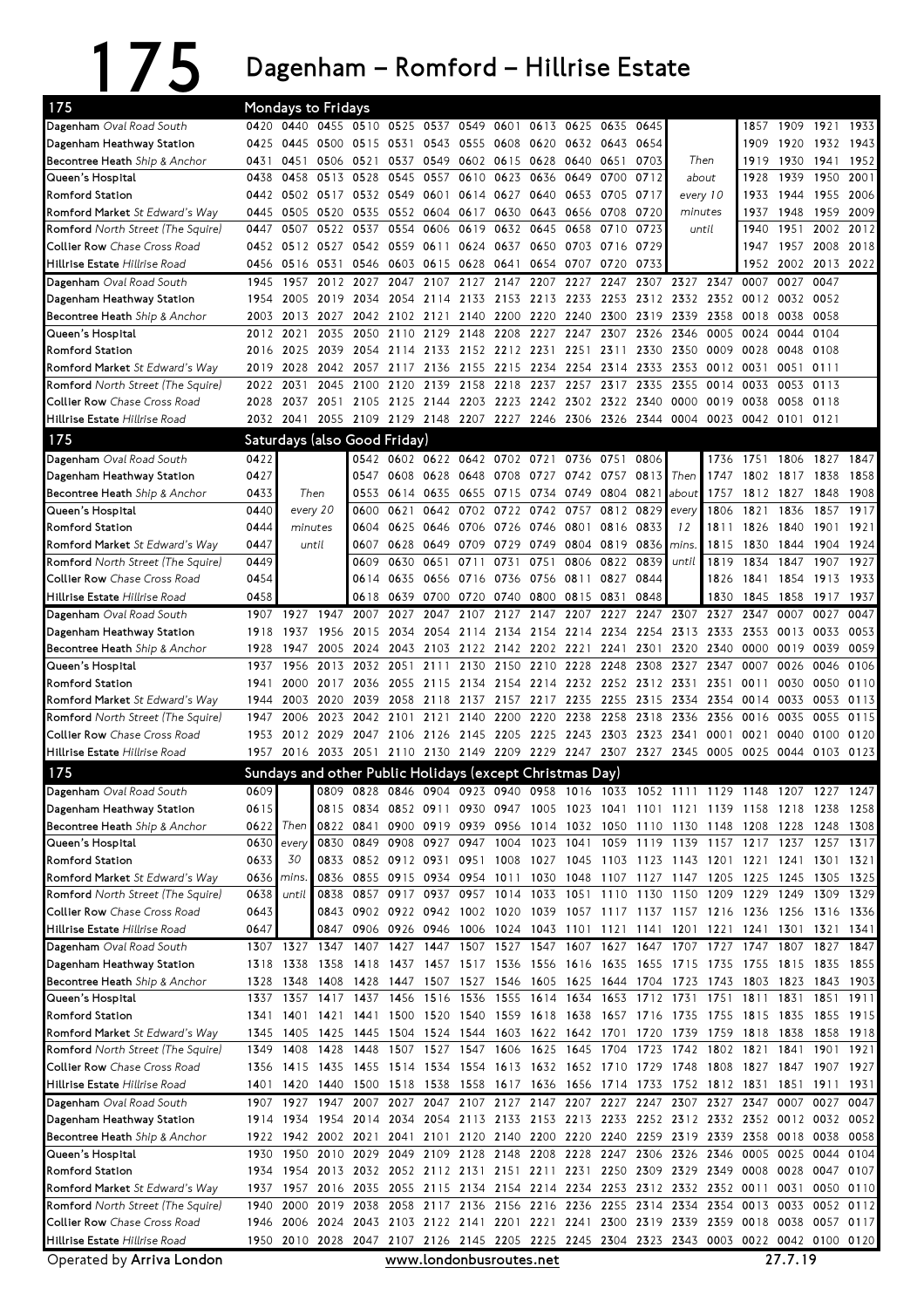# 175 Dagenham – Romford – Hillrise Estate

## Mondays to Fridays

| 175 | | | | | | | | | | | | | | | | | | |
|---|---|---|---|---|---|---|---|---|---|---|---|---|---|---|---|---|---|---|
| **Dagenham** Oval Road South | 0420 | 0440 | 0455 | 0510 | 0525 | 0537 | 0549 | 0601 | 0613 | 0625 | 0635 | 0645 | | | 1857 | 1909 | 1921 | 1933 |
| **Dagenham Heathway Station** | 0425 | 0445 | 0500 | 0515 | 0531 | 0543 | 0555 | 0608 | 0620 | 0632 | 0643 | 0654 | | | 1909 | 1920 | 1932 | 1943 |
| **Becontree Heath** Ship & Anchor | 0431 | 0451 | 0506 | 0521 | 0537 | 0549 | 0602 | 0615 | 0628 | 0640 | 0651 | 0703 | Then | | 1919 | 1930 | 1941 | 1952 |
| **Queen's Hospital** | 0438 | 0458 | 0513 | 0528 | 0545 | 0557 | 0610 | 0623 | 0636 | 0649 | 0700 | 0712 | about | | 1928 | 1939 | 1950 | 2001 |
| **Romford Station** | 0442 | 0502 | 0517 | 0532 | 0549 | 0601 | 0614 | 0627 | 0640 | 0653 | 0705 | 0717 | every 10 | | 1933 | 1944 | 1955 | 2006 |
| **Romford Market** St Edward's Way | 0445 | 0505 | 0520 | 0535 | 0552 | 0604 | 0617 | 0630 | 0643 | 0656 | 0708 | 0720 | minutes | | 1937 | 1948 | 1959 | 2009 |
| **Romford** North Street (The Squire) | 0447 | 0507 | 0522 | 0537 | 0554 | 0606 | 0619 | 0632 | 0645 | 0658 | 0710 | 0723 | until | | 1940 | 1951 | 2002 | 2012 |
| **Collier Row** Chase Cross Road | 0452 | 0512 | 0527 | 0542 | 0559 | 0611 | 0624 | 0637 | 0650 | 0703 | 0716 | 0729 | | | 1947 | 1957 | 2008 | 2018 |
| **Hillrise Estate** Hillrise Road | 0456 | 0516 | 0531 | 0546 | 0603 | 0615 | 0628 | 0641 | 0654 | 0707 | 0720 | 0733 | | | 1952 | 2002 | 2013 | 2022 |
| **Dagenham** Oval Road South | 1945 | 1957 | 2012 | 2027 | 2047 | 2107 | 2127 | 2147 | 2207 | 2227 | 2247 | 2307 | 2327 | 2347 | 0007 | 0027 | 0047 | |
| **Dagenham Heathway Station** | 1954 | 2005 | 2019 | 2034 | 2054 | 2114 | 2133 | 2153 | 2213 | 2233 | 2253 | 2312 | 2332 | 2352 | 0012 | 0032 | 0052 | |
| **Becontree Heath** Ship & Anchor | 2003 | 2013 | 2027 | 2042 | 2102 | 2121 | 2140 | 2200 | 2220 | 2240 | 2300 | 2319 | 2339 | 2358 | 0018 | 0038 | 0058 | |
| **Queen's Hospital** | 2012 | 2021 | 2035 | 2050 | 2110 | 2129 | 2148 | 2208 | 2227 | 2247 | 2307 | 2326 | 2346 | 0005 | 0024 | 0044 | 0104 | |
| **Romford Station** | 2016 | 2025 | 2039 | 2054 | 2114 | 2133 | 2152 | 2212 | 2231 | 2251 | 2311 | 2330 | 2350 | 0009 | 0028 | 0048 | 0108 | |
| **Romford Market** St Edward's Way | 2019 | 2028 | 2042 | 2057 | 2117 | 2136 | 2155 | 2215 | 2234 | 2254 | 2314 | 2333 | 2353 | 0012 | 0031 | 0051 | 0111 | |
| **Romford** North Street (The Squire) | 2022 | 2031 | 2045 | 2100 | 2120 | 2139 | 2158 | 2218 | 2237 | 2257 | 2317 | 2335 | 2355 | 0014 | 0033 | 0053 | 0113 | |
| **Collier Row** Chase Cross Road | 2028 | 2037 | 2051 | 2105 | 2125 | 2144 | 2203 | 2223 | 2242 | 2302 | 2322 | 2340 | 0000 | 0019 | 0038 | 0058 | 0118 | |
| **Hillrise Estate** Hillrise Road | 2032 | 2041 | 2055 | 2109 | 2129 | 2148 | 2207 | 2227 | 2246 | 2306 | 2326 | 2344 | 0004 | 0023 | 0042 | 0101 | 0121 | |

## Saturdays (also Good Friday)

| 175 | | | | | | | | | | | | | | | | | | |
|---|---|---|---|---|---|---|---|---|---|---|---|---|---|---|---|---|---|---|
| **Dagenham** Oval Road South | 0422 | | | 0542 | 0602 | 0622 | 0642 | 0702 | 0721 | 0736 | 0751 | 0806 | | 1736 | 1751 | 1806 | 1827 | 1847 |
| **Dagenham Heathway Station** | 0427 | | | 0547 | 0608 | 0628 | 0648 | 0708 | 0727 | 0742 | 0757 | 0813 | Then | 1747 | 1802 | 1817 | 1838 | 1858 |
| **Becontree Heath** Ship & Anchor | 0433 | Then | | 0553 | 0614 | 0635 | 0655 | 0715 | 0734 | 0749 | 0804 | 0821 | about | 1757 | 1812 | 1827 | 1848 | 1908 |
| **Queen's Hospital** | 0440 | every 20 | | 0600 | 0621 | 0642 | 0702 | 0722 | 0742 | 0757 | 0812 | 0829 | every | 1806 | 1821 | 1836 | 1857 | 1917 |
| **Romford Station** | 0444 | minutes | | 0604 | 0625 | 0646 | 0706 | 0726 | 0746 | 0801 | 0816 | 0833 | 12 | 1811 | 1826 | 1840 | 1901 | 1921 |
| **Romford Market** St Edward's Way | 0447 | until | | 0607 | 0628 | 0649 | 0709 | 0729 | 0749 | 0804 | 0819 | 0836 | mins. | 1815 | 1830 | 1844 | 1904 | 1924 |
| **Romford** North Street (The Squire) | 0449 | | | 0609 | 0630 | 0651 | 0711 | 0731 | 0751 | 0806 | 0822 | 0839 | until | 1819 | 1834 | 1847 | 1907 | 1927 |
| **Collier Row** Chase Cross Road | 0454 | | | 0614 | 0635 | 0656 | 0716 | 0736 | 0756 | 0811 | 0827 | 0844 | | 1826 | 1841 | 1854 | 1913 | 1933 |
| **Hillrise Estate** Hillrise Road | 0458 | | | 0618 | 0639 | 0700 | 0720 | 0740 | 0800 | 0815 | 0831 | 0848 | | 1830 | 1845 | 1858 | 1917 | 1937 |
| **Dagenham** Oval Road South | 1907 | 1927 | 1947 | 2007 | 2027 | 2047 | 2107 | 2127 | 2147 | 2207 | 2227 | 2247 | 2307 | 2327 | 2347 | 0007 | 0027 | 0047 |
| **Dagenham Heathway Station** | 1918 | 1937 | 1956 | 2015 | 2034 | 2054 | 2114 | 2134 | 2154 | 2214 | 2234 | 2254 | 2313 | 2333 | 2353 | 0013 | 0033 | 0053 |
| **Becontree Heath** Ship & Anchor | 1928 | 1947 | 2005 | 2024 | 2043 | 2103 | 2122 | 2142 | 2202 | 2221 | 2241 | 2301 | 2320 | 2340 | 0000 | 0019 | 0039 | 0059 |
| **Queen's Hospital** | 1937 | 1956 | 2013 | 2032 | 2051 | 2111 | 2130 | 2150 | 2210 | 2228 | 2248 | 2308 | 2327 | 2347 | 0007 | 0026 | 0046 | 0106 |
| **Romford Station** | 1941 | 2000 | 2017 | 2036 | 2055 | 2115 | 2134 | 2154 | 2214 | 2232 | 2252 | 2312 | 2331 | 2351 | 0011 | 0030 | 0050 | 0110 |
| **Romford Market** St Edward's Way | 1944 | 2003 | 2020 | 2039 | 2058 | 2118 | 2137 | 2157 | 2217 | 2235 | 2255 | 2315 | 2334 | 2354 | 0014 | 0033 | 0053 | 0113 |
| **Romford** North Street (The Squire) | 1947 | 2006 | 2023 | 2042 | 2101 | 2121 | 2140 | 2200 | 2220 | 2238 | 2258 | 2318 | 2336 | 2356 | 0016 | 0035 | 0055 | 0115 |
| **Collier Row** Chase Cross Road | 1953 | 2012 | 2029 | 2047 | 2106 | 2126 | 2145 | 2205 | 2225 | 2243 | 2303 | 2323 | 2341 | 0001 | 0021 | 0040 | 0100 | 0120 |
| **Hillrise Estate** Hillrise Road | 1957 | 2016 | 2033 | 2051 | 2110 | 2130 | 2149 | 2209 | 2229 | 2247 | 2307 | 2327 | 2345 | 0005 | 0025 | 0044 | 0103 | 0123 |

## Sundays and other Public Holidays (except Christmas Day)

| 175 | | | | | | | | | | | | | | | | | | |
|---|---|---|---|---|---|---|---|---|---|---|---|---|---|---|---|---|---|---|
| **Dagenham** Oval Road South | 0609 | | 0809 | 0828 | 0846 | 0904 | 0923 | 0940 | 0958 | 1016 | 1033 | 1052 | 1111 | 1129 | 1148 | 1207 | 1227 | 1247 |
| **Dagenham Heathway Station** | 0615 | | 0815 | 0834 | 0852 | 0911 | 0930 | 0947 | 1005 | 1023 | 1041 | 1101 | 1121 | 1139 | 1158 | 1218 | 1238 | 1258 |
| **Becontree Heath** Ship & Anchor | 0622 | Then | 0822 | 0841 | 0900 | 0919 | 0939 | 0956 | 1014 | 1032 | 1050 | 1110 | 1130 | 1148 | 1208 | 1228 | 1248 | 1308 |
| **Queen's Hospital** | 0630 | every | 0830 | 0849 | 0908 | 0927 | 0947 | 1004 | 1023 | 1041 | 1059 | 1119 | 1139 | 1157 | 1217 | 1237 | 1257 | 1317 |
| **Romford Station** | 0633 | 30 | 0833 | 0852 | 0912 | 0931 | 0951 | 1008 | 1027 | 1045 | 1103 | 1123 | 1143 | 1201 | 1221 | 1241 | 1301 | 1321 |
| **Romford Market** St Edward's Way | 0636 | mins. | 0836 | 0855 | 0915 | 0934 | 0954 | 1011 | 1030 | 1048 | 1107 | 1127 | 1147 | 1205 | 1225 | 1245 | 1305 | 1325 |
| **Romford** North Street (The Squire) | 0638 | until | 0838 | 0857 | 0917 | 0937 | 0957 | 1014 | 1033 | 1051 | 1110 | 1130 | 1150 | 1209 | 1229 | 1249 | 1309 | 1329 |
| **Collier Row** Chase Cross Road | 0643 | | 0843 | 0902 | 0922 | 0942 | 1002 | 1020 | 1039 | 1057 | 1117 | 1137 | 1157 | 1216 | 1236 | 1256 | 1316 | 1336 |
| **Hillrise Estate** Hillrise Road | 0647 | | 0847 | 0906 | 0926 | 0946 | 1006 | 1024 | 1043 | 1101 | 1121 | 1141 | 1201 | 1221 | 1241 | 1301 | 1321 | 1341 |
| **Dagenham** Oval Road South | 1307 | 1327 | 1347 | 1407 | 1427 | 1447 | 1507 | 1527 | 1547 | 1607 | 1627 | 1647 | 1707 | 1727 | 1747 | 1807 | 1827 | 1847 |
| **Dagenham Heathway Station** | 1318 | 1338 | 1358 | 1418 | 1437 | 1457 | 1517 | 1536 | 1556 | 1616 | 1635 | 1655 | 1715 | 1735 | 1755 | 1815 | 1835 | 1855 |
| **Becontree Heath** Ship & Anchor | 1328 | 1348 | 1408 | 1428 | 1447 | 1507 | 1527 | 1546 | 1605 | 1625 | 1644 | 1704 | 1723 | 1743 | 1803 | 1823 | 1843 | 1903 |
| **Queen's Hospital** | 1337 | 1357 | 1417 | 1437 | 1456 | 1516 | 1536 | 1555 | 1614 | 1634 | 1653 | 1712 | 1731 | 1751 | 1811 | 1831 | 1851 | 1911 |
| **Romford Station** | 1341 | 1401 | 1421 | 1441 | 1500 | 1520 | 1540 | 1559 | 1618 | 1638 | 1657 | 1716 | 1735 | 1755 | 1815 | 1835 | 1855 | 1915 |
| **Romford Market** St Edward's Way | 1345 | 1405 | 1425 | 1445 | 1504 | 1524 | 1544 | 1603 | 1622 | 1642 | 1701 | 1720 | 1739 | 1759 | 1818 | 1838 | 1858 | 1918 |
| **Romford** North Street (The Squire) | 1349 | 1408 | 1428 | 1448 | 1507 | 1527 | 1547 | 1606 | 1625 | 1645 | 1704 | 1723 | 1742 | 1802 | 1821 | 1841 | 1901 | 1921 |
| **Collier Row** Chase Cross Road | 1356 | 1415 | 1435 | 1455 | 1514 | 1534 | 1554 | 1613 | 1632 | 1652 | 1710 | 1729 | 1748 | 1808 | 1827 | 1847 | 1907 | 1927 |
| **Hillrise Estate** Hillrise Road | 1401 | 1420 | 1440 | 1500 | 1518 | 1538 | 1558 | 1617 | 1636 | 1656 | 1714 | 1733 | 1752 | 1812 | 1831 | 1851 | 1911 | 1931 |
| **Dagenham** Oval Road South | 1907 | 1927 | 1947 | 2007 | 2027 | 2047 | 2107 | 2127 | 2147 | 2207 | 2227 | 2247 | 2307 | 2327 | 2347 | 0007 | 0027 | 0047 |
| **Dagenham Heathway Station** | 1914 | 1934 | 1954 | 2014 | 2034 | 2054 | 2113 | 2133 | 2153 | 2213 | 2233 | 2252 | 2312 | 2332 | 2352 | 0012 | 0032 | 0052 |
| **Becontree Heath** Ship & Anchor | 1922 | 1942 | 2002 | 2021 | 2041 | 2101 | 2120 | 2140 | 2200 | 2220 | 2240 | 2259 | 2319 | 2339 | 2358 | 0018 | 0038 | 0058 |
| **Queen's Hospital** | 1930 | 1950 | 2010 | 2029 | 2049 | 2109 | 2128 | 2148 | 2208 | 2228 | 2247 | 2306 | 2326 | 2346 | 0005 | 0025 | 0044 | 0104 |
| **Romford Station** | 1934 | 1954 | 2013 | 2032 | 2052 | 2112 | 2131 | 2151 | 2211 | 2231 | 2250 | 2309 | 2329 | 2349 | 0008 | 0028 | 0047 | 0107 |
| **Romford Market** St Edward's Way | 1937 | 1957 | 2016 | 2035 | 2055 | 2115 | 2134 | 2154 | 2214 | 2234 | 2253 | 2312 | 2332 | 2352 | 0011 | 0031 | 0050 | 0110 |
| **Romford** North Street (The Squire) | 1940 | 2000 | 2019 | 2038 | 2058 | 2117 | 2136 | 2156 | 2216 | 2236 | 2255 | 2314 | 2334 | 2354 | 0013 | 0033 | 0052 | 0112 |
| **Collier Row** Chase Cross Road | 1946 | 2006 | 2024 | 2043 | 2103 | 2122 | 2141 | 2201 | 2221 | 2241 | 2300 | 2319 | 2339 | 2359 | 0018 | 0038 | 0057 | 0117 |
| **Hillrise Estate** Hillrise Road | 1950 | 2010 | 2028 | 2047 | 2107 | 2126 | 2145 | 2205 | 2225 | 2245 | 2304 | 2323 | 2343 | 0003 | 0022 | 0042 | 0100 | 0120 |

Operated by **Arriva London** www.londonbusroutes.net 27.7.19